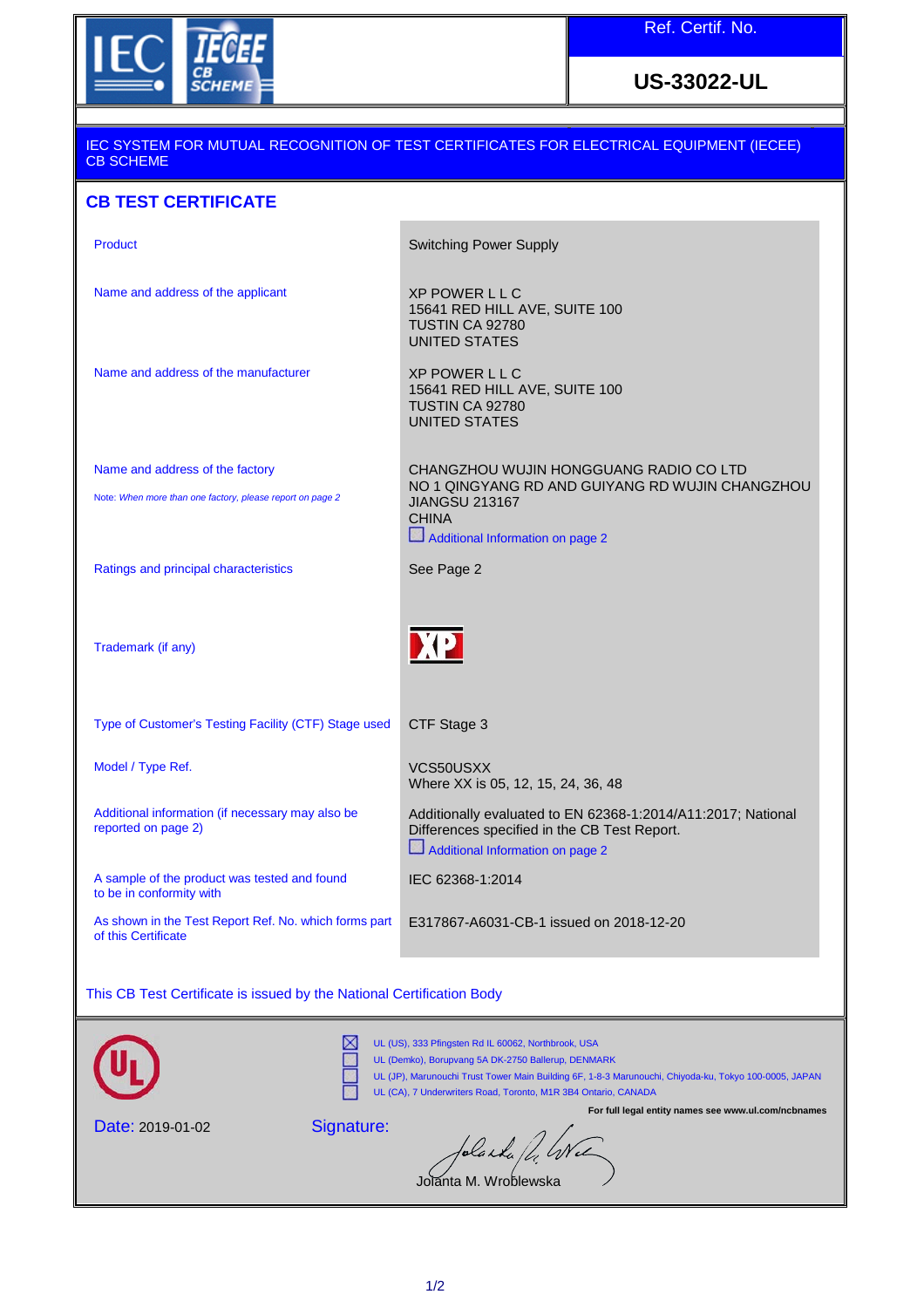| IEC IECEE CB SCHEME | Ref. Certif. No. |
|---|---|
| | **US-33022-UL** |

IEC SYSTEM FOR MUTUAL RECOGNITION OF TEST CERTIFICATES FOR ELECTRICAL EQUIPMENT (IECEE) CB SCHEME

## CB TEST CERTIFICATE

| | |
|---|---|
| Product | Switching Power Supply |
| Name and address of the applicant | XP POWER L L C<br>15641 RED HILL AVE, SUITE 100<br>TUSTIN CA 92780<br>UNITED STATES |
| Name and address of the manufacturer | XP POWER L L C<br>15641 RED HILL AVE, SUITE 100<br>TUSTIN CA 92780<br>UNITED STATES |
| Name and address of the factory<br>*Note: When more than one factory, please report on page 2* | CHANGZHOU WUJIN HONGGUANG RADIO CO LTD<br>NO 1 QINGYANG RD AND GUIYANG RD WUJIN CHANGZHOU<br>JIANGSU 213167<br>CHINA<br>☐ Additional Information on page 2 |
| Ratings and principal characteristics | See Page 2 |
| Trademark (if any) | XP |
| Type of Customer's Testing Facility (CTF) Stage used | CTF Stage 3 |
| Model / Type Ref. | VCS50USXX<br>Where XX is 05, 12, 15, 24, 36, 48 |
| Additional information (if necessary may also be reported on page 2) | Additionally evaluated to EN 62368-1:2014/A11:2017; National Differences specified in the CB Test Report.<br>☐ Additional Information on page 2 |
| A sample of the product was tested and found to be in conformity with | IEC 62368-1:2014 |
| As shown in the Test Report Ref. No. which forms part of this Certificate | E317867-A6031-CB-1 issued on 2018-12-20 |

This CB Test Certificate is issued by the National Certification Body

☒ UL (US), 333 Pfingsten Rd IL 60062, Northbrook, USA
☐ UL (Demko), Borupvang 5A DK-2750 Ballerup, DENMARK
☐ UL (JP), Marunouchi Trust Tower Main Building 6F, 1-8-3 Marunouchi, Chiyoda-ku, Tokyo 100-0005, JAPAN
☐ UL (CA), 7 Underwriters Road, Toronto, M1R 3B4 Ontario, CANADA

**For full legal entity names see www.ul.com/ncbnames**

Date: 2019-01-02

Signature:

Jolanta M. Wroblewska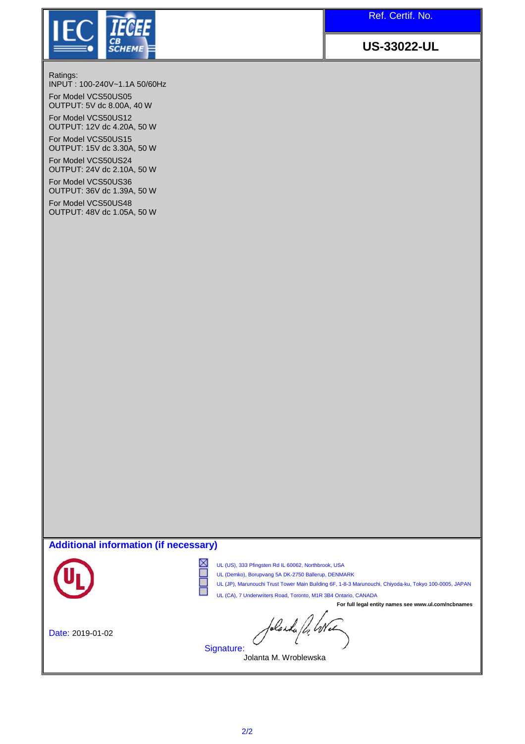Ref. Certif. No.

**US-33022-UL**

Ratings:
INPUT : 100-240V~1.1A 50/60Hz

For Model VCS50US05
OUTPUT: 5V dc 8.00A, 40 W

For Model VCS50US12
OUTPUT: 12V dc 4.20A, 50 W

For Model VCS50US15
OUTPUT: 15V dc 3.30A, 50 W

For Model VCS50US24
OUTPUT: 24V dc 2.10A, 50 W

For Model VCS50US36
OUTPUT: 36V dc 1.39A, 50 W

For Model VCS50US48
OUTPUT: 48V dc 1.05A, 50 W

## Additional information (if necessary)

- ☒ UL (US), 333 Pfingsten Rd IL 60062, Northbrook, USA
- ☐ UL (Demko), Borupvang 5A DK-2750 Ballerup, DENMARK
- ☐ UL (JP), Marunouchi Trust Tower Main Building 6F, 1-8-3 Marunouchi, Chiyoda-ku, Tokyo 100-0005, JAPAN
- ☐ UL (CA), 7 Underwriters Road, Toronto, M1R 3B4 Ontario, CANADA

**For full legal entity names see www.ul.com/ncbnames**

Date: 2019-01-02

Signature:
Jolanta M. Wroblewska